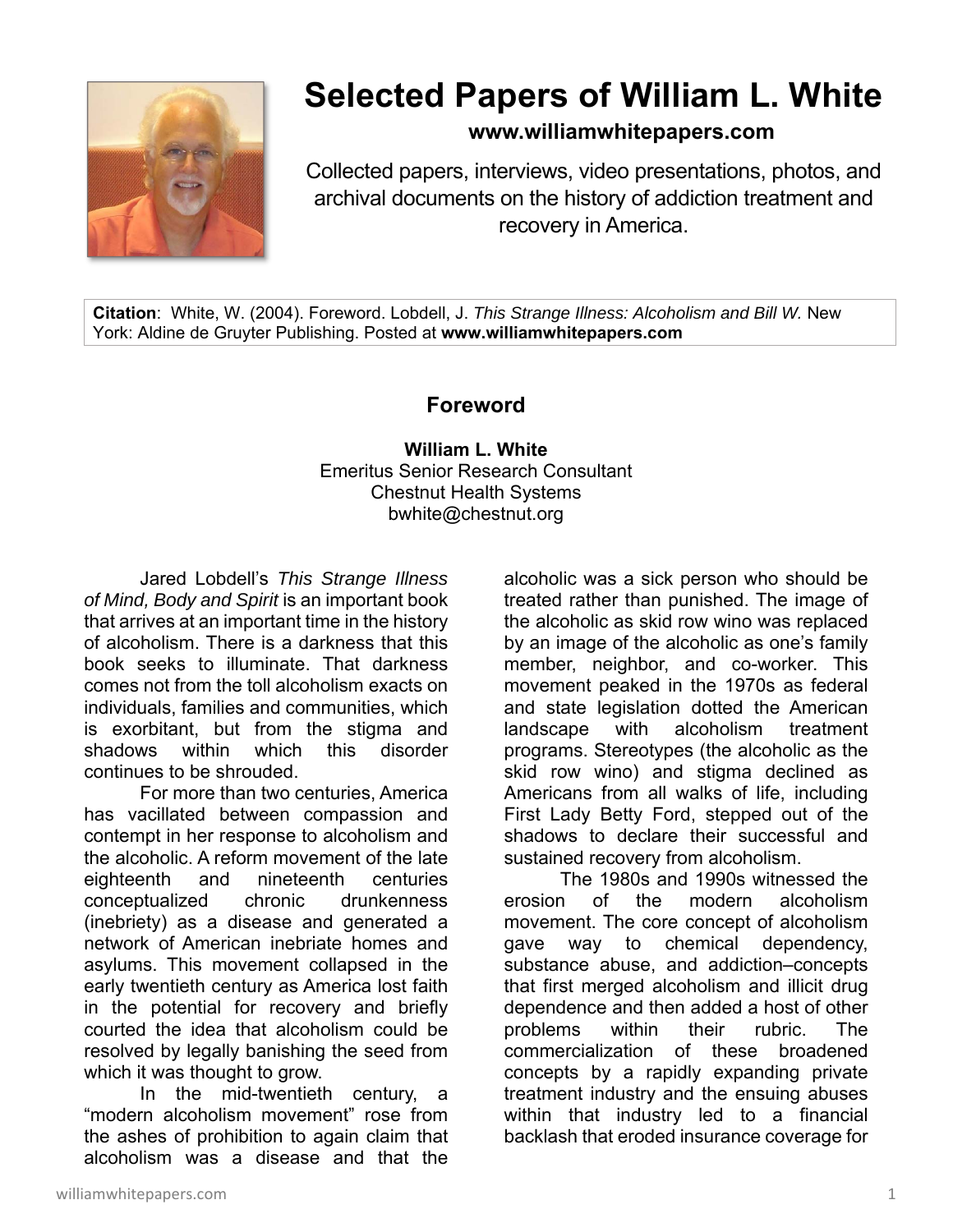# Selected Papers of William L. White

**www.williamwhitepapers.com**

Collected papers, interviews, video presentations, photos, and archival documents on the history of addiction treatment and recovery in America.

**Citation**: White, W. (2004). Foreword. Lobdell, J. *This Strange Illness: Alcoholism and Bill W.* New York: Aldine de Gruyter Publishing. Posted at **www.williamwhitepapers.com**

## Foreword

**William L. White**
Emeritus Senior Research Consultant
Chestnut Health Systems
bwhite@chestnut.org

Jared Lobdell's *This Strange Illness of Mind, Body and Spirit* is an important book that arrives at an important time in the history of alcoholism. There is a darkness that this book seeks to illuminate. That darkness comes not from the toll alcoholism exacts on individuals, families and communities, which is exorbitant, but from the stigma and shadows within which this disorder continues to be shrouded.

For more than two centuries, America has vacillated between compassion and contempt in her response to alcoholism and the alcoholic. A reform movement of the late eighteenth and nineteenth centuries conceptualized chronic drunkenness (inebriety) as a disease and generated a network of American inebriate homes and asylums. This movement collapsed in the early twentieth century as America lost faith in the potential for recovery and briefly courted the idea that alcoholism could be resolved by legally banishing the seed from which it was thought to grow.

In the mid-twentieth century, a "modern alcoholism movement" rose from the ashes of prohibition to again claim that alcoholism was a disease and that the alcoholic was a sick person who should be treated rather than punished. The image of the alcoholic as skid row wino was replaced by an image of the alcoholic as one's family member, neighbor, and co-worker. This movement peaked in the 1970s as federal and state legislation dotted the American landscape with alcoholism treatment programs. Stereotypes (the alcoholic as the skid row wino) and stigma declined as Americans from all walks of life, including First Lady Betty Ford, stepped out of the shadows to declare their successful and sustained recovery from alcoholism.

The 1980s and 1990s witnessed the erosion of the modern alcoholism movement. The core concept of alcoholism gave way to chemical dependency, substance abuse, and addiction–concepts that first merged alcoholism and illicit drug dependence and then added a host of other problems within their rubric. The commercialization of these broadened concepts by a rapidly expanding private treatment industry and the ensuing abuses within that industry led to a financial backlash that eroded insurance coverage for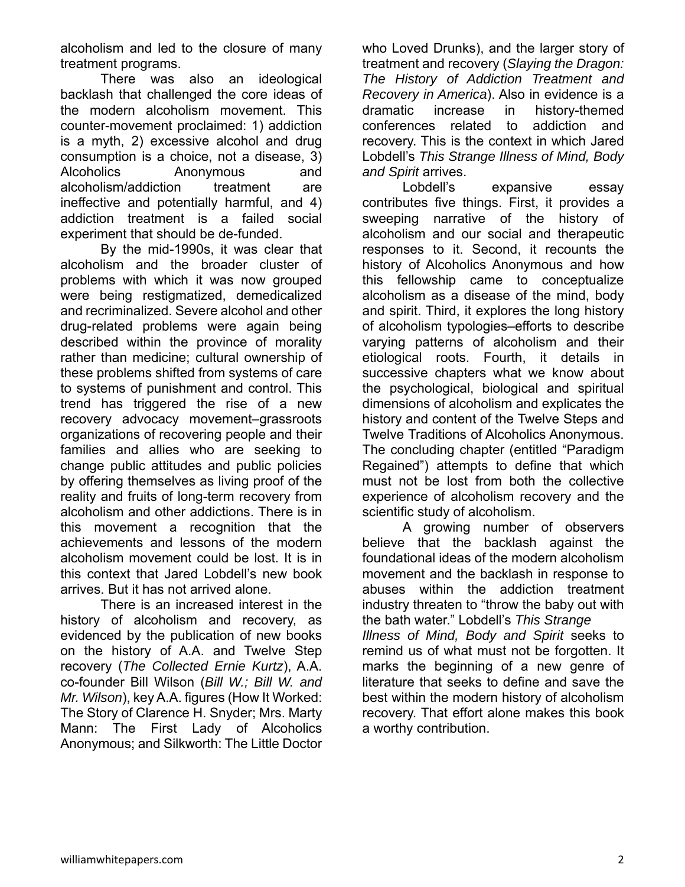alcoholism and led to the closure of many treatment programs.

There was also an ideological backlash that challenged the core ideas of the modern alcoholism movement. This counter-movement proclaimed: 1) addiction is a myth, 2) excessive alcohol and drug consumption is a choice, not a disease, 3) Alcoholics Anonymous and alcoholism/addiction treatment are ineffective and potentially harmful, and 4) addiction treatment is a failed social experiment that should be de-funded.

By the mid-1990s, it was clear that alcoholism and the broader cluster of problems with which it was now grouped were being restigmatized, demedicalized and recriminalized. Severe alcohol and other drug-related problems were again being described within the province of morality rather than medicine; cultural ownership of these problems shifted from systems of care to systems of punishment and control. This trend has triggered the rise of a new recovery advocacy movement–grassroots organizations of recovering people and their families and allies who are seeking to change public attitudes and public policies by offering themselves as living proof of the reality and fruits of long-term recovery from alcoholism and other addictions. There is in this movement a recognition that the achievements and lessons of the modern alcoholism movement could be lost. It is in this context that Jared Lobdell's new book arrives. But it has not arrived alone.

There is an increased interest in the history of alcoholism and recovery, as evidenced by the publication of new books on the history of A.A. and Twelve Step recovery (*The Collected Ernie Kurtz*), A.A. co-founder Bill Wilson (*Bill W.; Bill W. and Mr. Wilson*), key A.A. figures (How It Worked: The Story of Clarence H. Snyder; Mrs. Marty Mann: The First Lady of Alcoholics Anonymous; and Silkworth: The Little Doctor who Loved Drunks), and the larger story of treatment and recovery (*Slaying the Dragon: The History of Addiction Treatment and Recovery in America*). Also in evidence is a dramatic increase in history-themed conferences related to addiction and recovery. This is the context in which Jared Lobdell's *This Strange Illness of Mind, Body and Spirit* arrives.

Lobdell's expansive essay contributes five things. First, it provides a sweeping narrative of the history of alcoholism and our social and therapeutic responses to it. Second, it recounts the history of Alcoholics Anonymous and how this fellowship came to conceptualize alcoholism as a disease of the mind, body and spirit. Third, it explores the long history of alcoholism typologies–efforts to describe varying patterns of alcoholism and their etiological roots. Fourth, it details in successive chapters what we know about the psychological, biological and spiritual dimensions of alcoholism and explicates the history and content of the Twelve Steps and Twelve Traditions of Alcoholics Anonymous. The concluding chapter (entitled "Paradigm Regained") attempts to define that which must not be lost from both the collective experience of alcoholism recovery and the scientific study of alcoholism.

A growing number of observers believe that the backlash against the foundational ideas of the modern alcoholism movement and the backlash in response to abuses within the addiction treatment industry threaten to "throw the baby out with the bath water." Lobdell's *This Strange Illness of Mind, Body and Spirit* seeks to remind us of what must not be forgotten. It marks the beginning of a new genre of literature that seeks to define and save the best within the modern history of alcoholism recovery. That effort alone makes this book a worthy contribution.